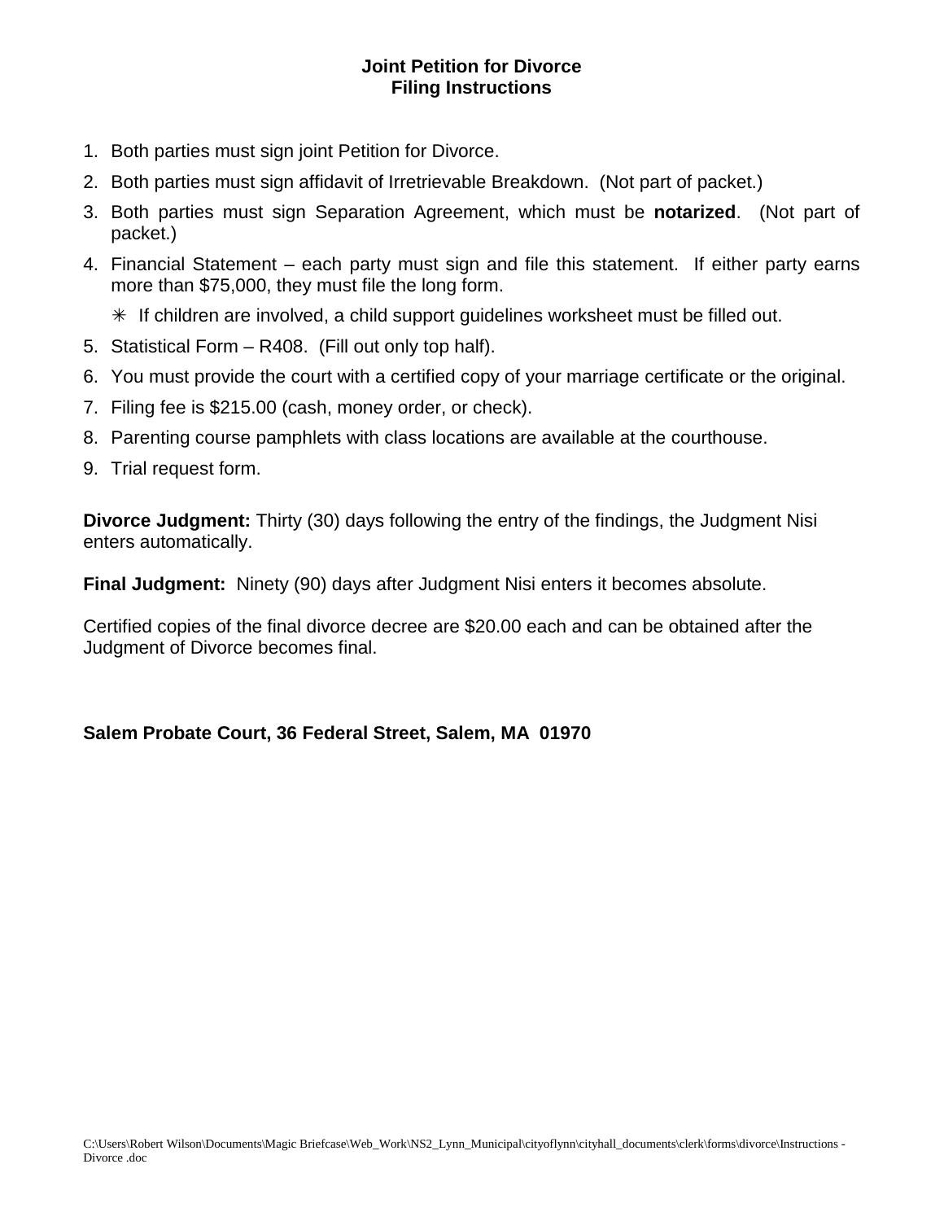# Joint Petition for Divorce
## Filing Instructions

1. Both parties must sign joint Petition for Divorce.
2. Both parties must sign affidavit of Irretrievable Breakdown. (Not part of packet.)
3. Both parties must sign Separation Agreement, which must be **notarized**. (Not part of packet.)
4. Financial Statement – each party must sign and file this statement. If either party earns more than $75,000, they must file the long form.

   ✳ If children are involved, a child support guidelines worksheet must be filled out.

5. Statistical Form – R408. (Fill out only top half).
6. You must provide the court with a certified copy of your marriage certificate or the original.
7. Filing fee is $215.00 (cash, money order, or check).
8. Parenting course pamphlets with class locations are available at the courthouse.
9. Trial request form.

**Divorce Judgment:** Thirty (30) days following the entry of the findings, the Judgment Nisi enters automatically.

**Final Judgment:** Ninety (90) days after Judgment Nisi enters it becomes absolute.

Certified copies of the final divorce decree are $20.00 each and can be obtained after the Judgment of Divorce becomes final.

**Salem Probate Court, 36 Federal Street, Salem, MA 01970**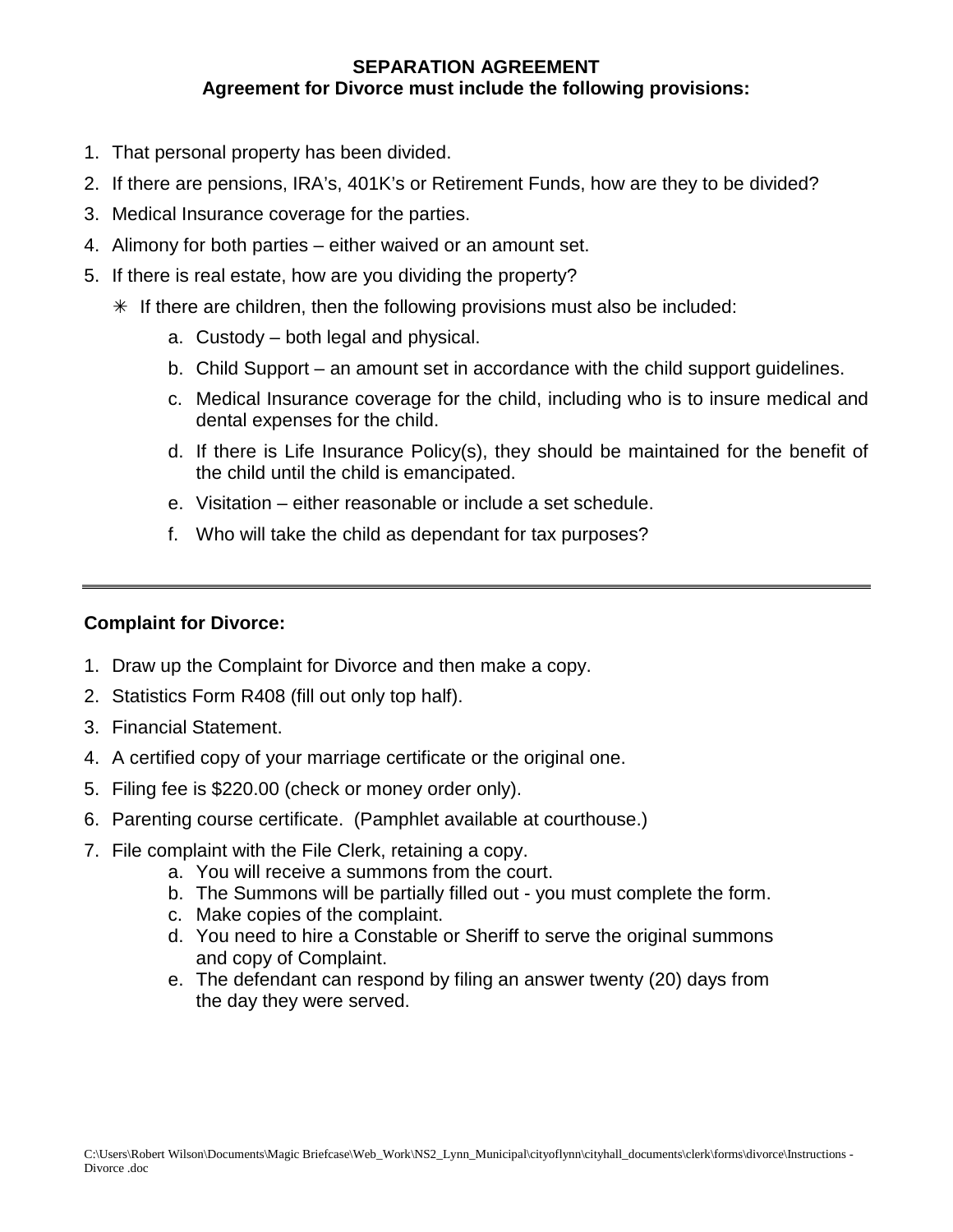## SEPARATION AGREEMENT

### Agreement for Divorce must include the following provisions:

1. That personal property has been divided.
2. If there are pensions, IRA's, 401K's or Retirement Funds, how are they to be divided?
3. Medical Insurance coverage for the parties.
4. Alimony for both parties – either waived or an amount set.
5. If there is real estate, how are you dividing the property?
   - ✳ If there are children, then the following provisions must also be included:
     a. Custody – both legal and physical.
     b. Child Support – an amount set in accordance with the child support guidelines.
     c. Medical Insurance coverage for the child, including who is to insure medical and dental expenses for the child.
     d. If there is Life Insurance Policy(s), they should be maintained for the benefit of the child until the child is emancipated.
     e. Visitation – either reasonable or include a set schedule.
     f. Who will take the child as dependant for tax purposes?

---

**Complaint for Divorce:**

1. Draw up the Complaint for Divorce and then make a copy.
2. Statistics Form R408 (fill out only top half).
3. Financial Statement.
4. A certified copy of your marriage certificate or the original one.
5. Filing fee is $220.00 (check or money order only).
6. Parenting course certificate. (Pamphlet available at courthouse.)
7. File complaint with the File Clerk, retaining a copy.
   a. You will receive a summons from the court.
   b. The Summons will be partially filled out - you must complete the form.
   c. Make copies of the complaint.
   d. You need to hire a Constable or Sheriff to serve the original summons and copy of Complaint.
   e. The defendant can respond by filing an answer twenty (20) days from the day they were served.

C:\Users\Robert Wilson\Documents\Magic Briefcase\Web_Work\NS2_Lynn_Municipal\cityoflynn\cityhall_documents\clerk\forms\divorce\Instructions - Divorce .doc